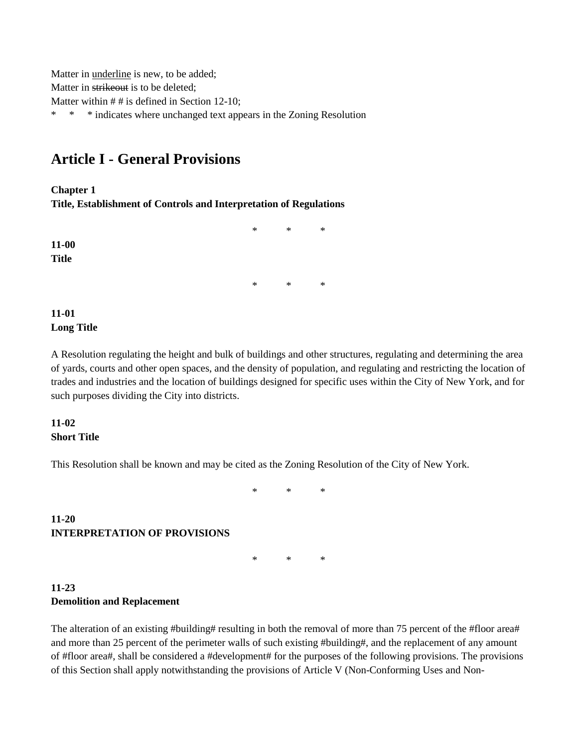Matter in <u>underline</u> is new, to be added;
Matter in ~~strikeout~~ is to be deleted;
Matter within # # is defined in Section 12-10;
\* \* \* indicates where unchanged text appears in the Zoning Resolution

# Article I - General Provisions

**Chapter 1**
**Title, Establishment of Controls and Interpretation of Regulations**

\* \* \*

**11-00**
**Title**

\* \* \*

**11-01**
**Long Title**

A Resolution regulating the height and bulk of buildings and other structures, regulating and determining the area of yards, courts and other open spaces, and the density of population, and regulating and restricting the location of trades and industries and the location of buildings designed for specific uses within the City of New York, and for such purposes dividing the City into districts.

**11-02**
**Short Title**

This Resolution shall be known and may be cited as the Zoning Resolution of the City of New York.

\* \* \*

**11-20**
**INTERPRETATION OF PROVISIONS**

\* \* \*

**11-23**
**Demolition and Replacement**

The alteration of an existing #building# resulting in both the removal of more than 75 percent of the #floor area# and more than 25 percent of the perimeter walls of such existing #building#, and the replacement of any amount of #floor area#, shall be considered a #development# for the purposes of the following provisions. The provisions of this Section shall apply notwithstanding the provisions of Article V (Non-Conforming Uses and Non-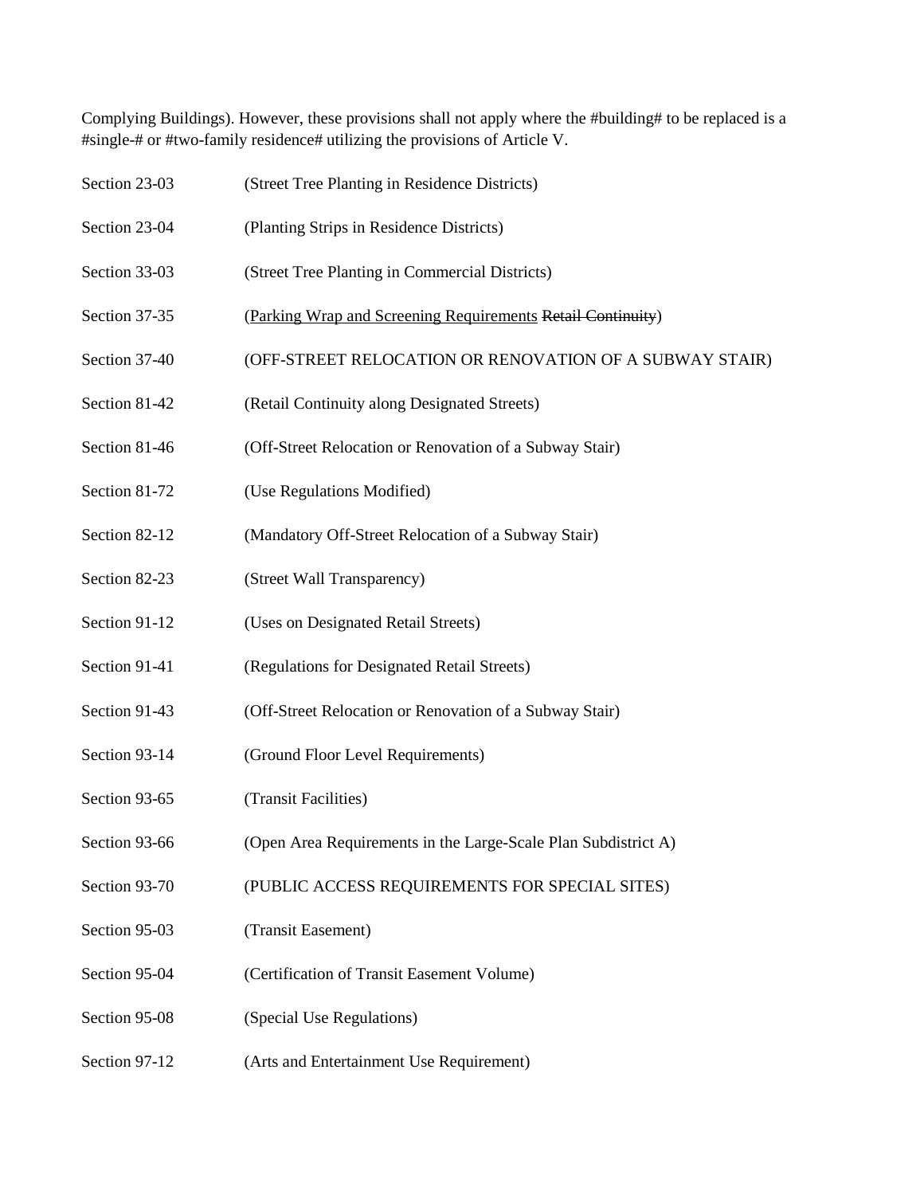Complying Buildings). However, these provisions shall not apply where the #building# to be replaced is a #single-# or #two-family residence# utilizing the provisions of Article V.

| | |
|---|---|
| Section 23-03 | (Street Tree Planting in Residence Districts) |
| Section 23-04 | (Planting Strips in Residence Districts) |
| Section 33-03 | (Street Tree Planting in Commercial Districts) |
| Section 37-35 | (<u>Parking Wrap and Screening Requirements</u> ~~Retail Continuity~~) |
| Section 37-40 | (OFF-STREET RELOCATION OR RENOVATION OF A SUBWAY STAIR) |
| Section 81-42 | (Retail Continuity along Designated Streets) |
| Section 81-46 | (Off-Street Relocation or Renovation of a Subway Stair) |
| Section 81-72 | (Use Regulations Modified) |
| Section 82-12 | (Mandatory Off-Street Relocation of a Subway Stair) |
| Section 82-23 | (Street Wall Transparency) |
| Section 91-12 | (Uses on Designated Retail Streets) |
| Section 91-41 | (Regulations for Designated Retail Streets) |
| Section 91-43 | (Off-Street Relocation or Renovation of a Subway Stair) |
| Section 93-14 | (Ground Floor Level Requirements) |
| Section 93-65 | (Transit Facilities) |
| Section 93-66 | (Open Area Requirements in the Large-Scale Plan Subdistrict A) |
| Section 93-70 | (PUBLIC ACCESS REQUIREMENTS FOR SPECIAL SITES) |
| Section 95-03 | (Transit Easement) |
| Section 95-04 | (Certification of Transit Easement Volume) |
| Section 95-08 | (Special Use Regulations) |
| Section 97-12 | (Arts and Entertainment Use Requirement) |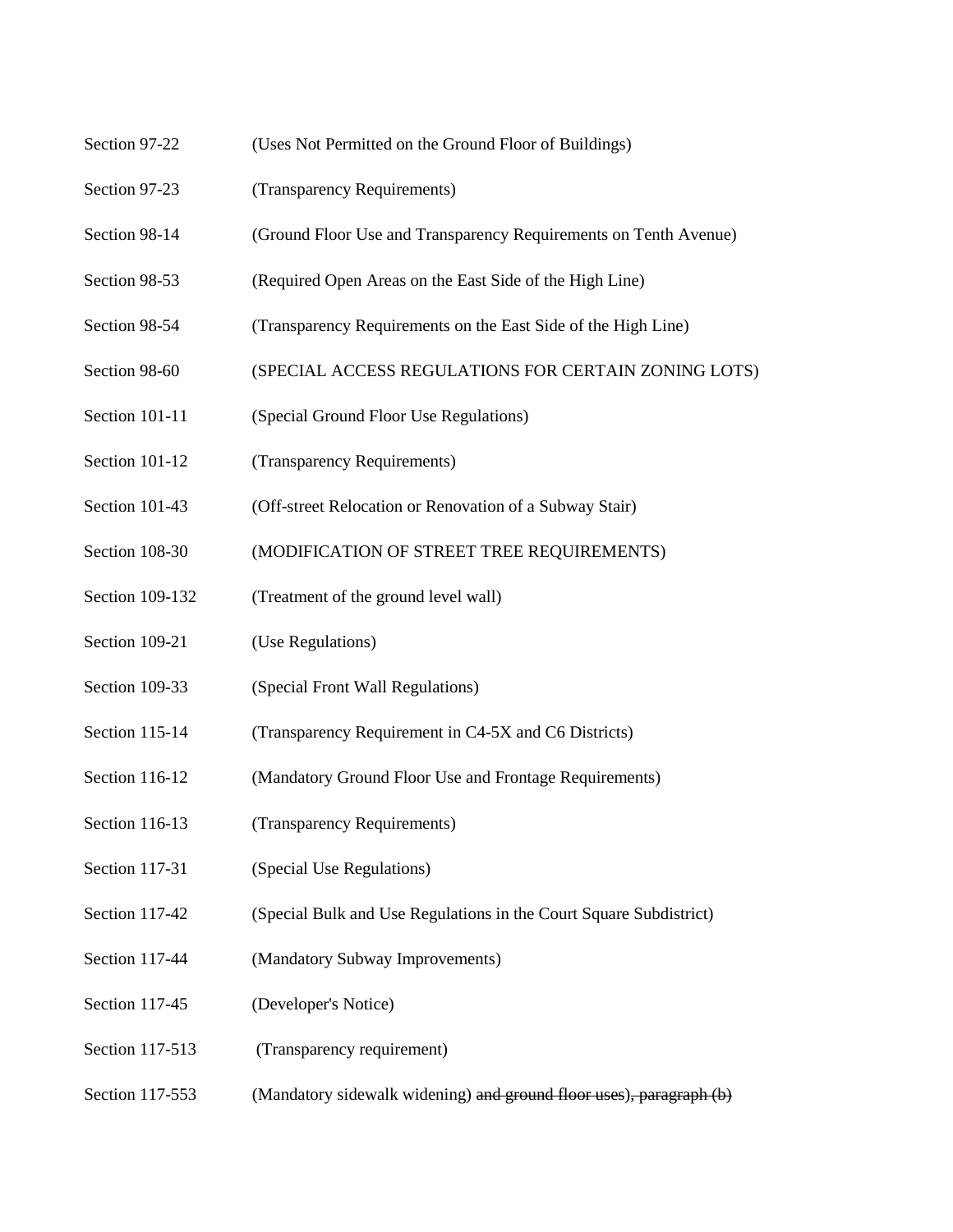| | |
|---|---|
| Section 97-22 | (Uses Not Permitted on the Ground Floor of Buildings) |
| Section 97-23 | (Transparency Requirements) |
| Section 98-14 | (Ground Floor Use and Transparency Requirements on Tenth Avenue) |
| Section 98-53 | (Required Open Areas on the East Side of the High Line) |
| Section 98-54 | (Transparency Requirements on the East Side of the High Line) |
| Section 98-60 | (SPECIAL ACCESS REGULATIONS FOR CERTAIN ZONING LOTS) |
| Section 101-11 | (Special Ground Floor Use Regulations) |
| Section 101-12 | (Transparency Requirements) |
| Section 101-43 | (Off-street Relocation or Renovation of a Subway Stair) |
| Section 108-30 | (MODIFICATION OF STREET TREE REQUIREMENTS) |
| Section 109-132 | (Treatment of the ground level wall) |
| Section 109-21 | (Use Regulations) |
| Section 109-33 | (Special Front Wall Regulations) |
| Section 115-14 | (Transparency Requirement in C4-5X and C6 Districts) |
| Section 116-12 | (Mandatory Ground Floor Use and Frontage Requirements) |
| Section 116-13 | (Transparency Requirements) |
| Section 117-31 | (Special Use Regulations) |
| Section 117-42 | (Special Bulk and Use Regulations in the Court Square Subdistrict) |
| Section 117-44 | (Mandatory Subway Improvements) |
| Section 117-45 | (Developer's Notice) |
| Section 117-513 | (Transparency requirement) |
| Section 117-553 | (Mandatory sidewalk widening) ~~and ground floor uses), paragraph (b)~~ |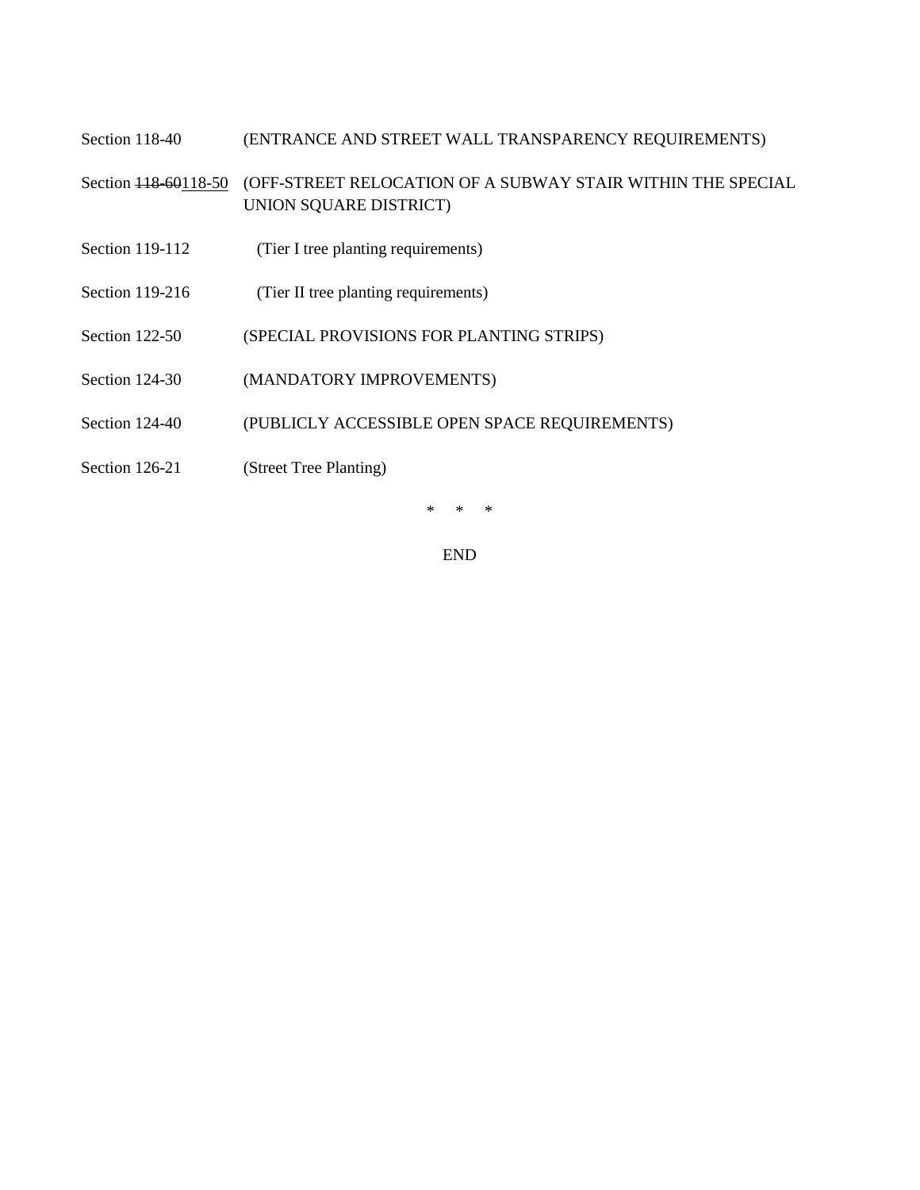Section 118-40 (ENTRANCE AND STREET WALL TRANSPARENCY REQUIREMENTS)

Section ~~118-60~~118-50 (OFF-STREET RELOCATION OF A SUBWAY STAIR WITHIN THE SPECIAL UNION SQUARE DISTRICT)

Section 119-112 (Tier I tree planting requirements)

Section 119-216 (Tier II tree planting requirements)

Section 122-50 (SPECIAL PROVISIONS FOR PLANTING STRIPS)

Section 124-30 (MANDATORY IMPROVEMENTS)

Section 124-40 (PUBLICLY ACCESSIBLE OPEN SPACE REQUIREMENTS)

Section 126-21 (Street Tree Planting)

\* \* \*

END